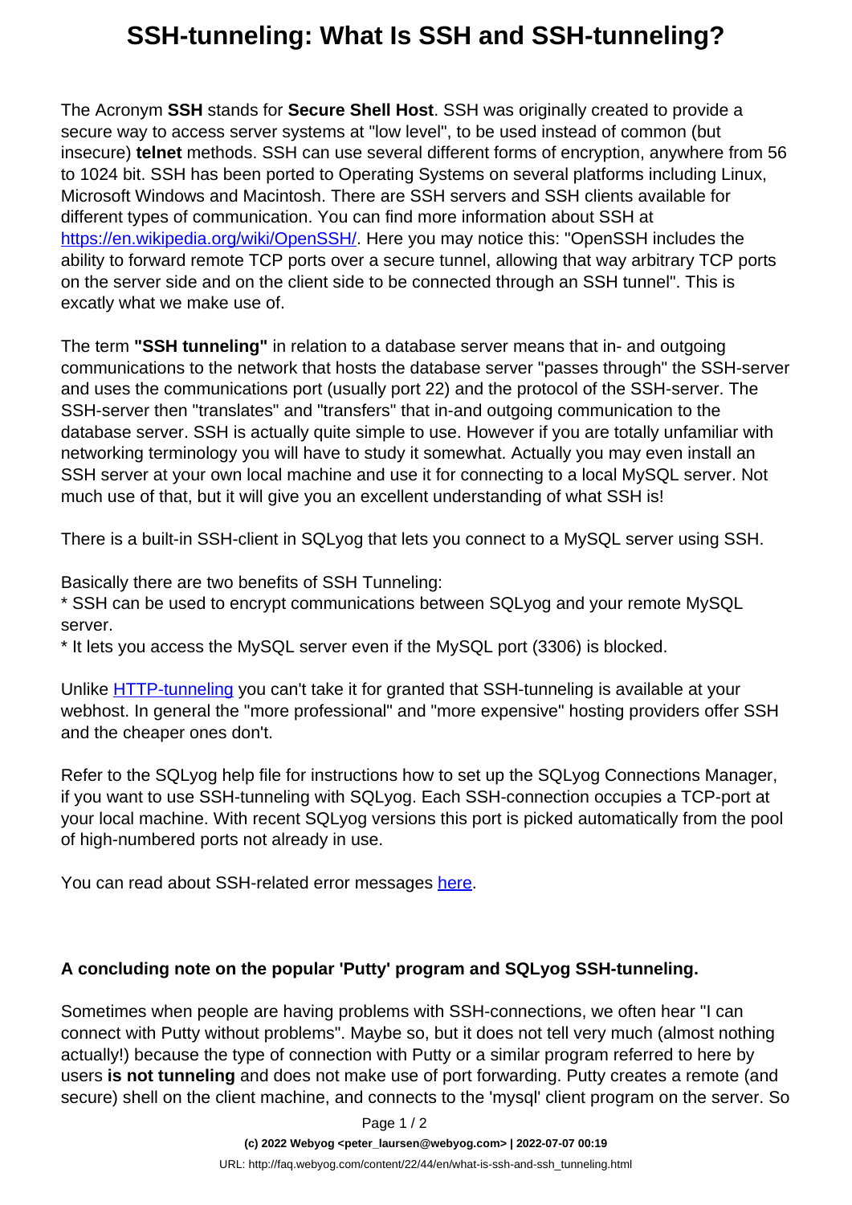# SSH-tunneling: What Is SSH and SSH-tunneling?

The Acronym **SSH** stands for **Secure Shell Host**. SSH was originally created to provide a secure way to access server systems at "low level", to be used instead of common (but insecure) **telnet** methods. SSH can use several different forms of encryption, anywhere from 56 to 1024 bit. SSH has been ported to Operating Systems on several platforms including Linux, Microsoft Windows and Macintosh. There are SSH servers and SSH clients available for different types of communication. You can find more information about SSH at [https://en.wikipedia.org/wiki/OpenSSH/](https://en.wikipedia.org/wiki/OpenSSH/). Here you may notice this: "OpenSSH includes the ability to forward remote TCP ports over a secure tunnel, allowing that way arbitrary TCP ports on the server side and on the client side to be connected through an SSH tunnel". This is excatly what we make use of.

The term **"SSH tunneling"** in relation to a database server means that in- and outgoing communications to the network that hosts the database server "passes through" the SSH-server and uses the communications port (usually port 22) and the protocol of the SSH-server. The SSH-server then "translates" and "transfers" that in-and outgoing communication to the database server. SSH is actually quite simple to use. However if you are totally unfamiliar with networking terminology you will have to study it somewhat. Actually you may even install an SSH server at your own local machine and use it for connecting to a local MySQL server. Not much use of that, but it will give you an excellent understanding of what SSH is!

There is a built-in SSH-client in SQLyog that lets you connect to a MySQL server using SSH.

Basically there are two benefits of SSH Tunneling:
* SSH can be used to encrypt communications between SQLyog and your remote MySQL server.
* It lets you access the MySQL server even if the MySQL port (3306) is blocked.

Unlike HTTP-tunneling you can't take it for granted that SSH-tunneling is available at your webhost. In general the "more professional" and "more expensive" hosting providers offer SSH and the cheaper ones don't.

Refer to the SQLyog help file for instructions how to set up the SQLyog Connections Manager, if you want to use SSH-tunneling with SQLyog. Each SSH-connection occupies a TCP-port at your local machine. With recent SQLyog versions this port is picked automatically from the pool of high-numbered ports not already in use.

You can read about SSH-related error messages here.

**A concluding note on the popular 'Putty' program and SQLyog SSH-tunneling.**

Sometimes when people are having problems with SSH-connections, we often hear "I can connect with Putty without problems". Maybe so, but it does not tell very much (almost nothing actually!) because the type of connection with Putty or a similar program referred to here by users **is not tunneling** and does not make use of port forwarding. Putty creates a remote (and secure) shell on the client machine, and connects to the 'mysql' client program on the server. So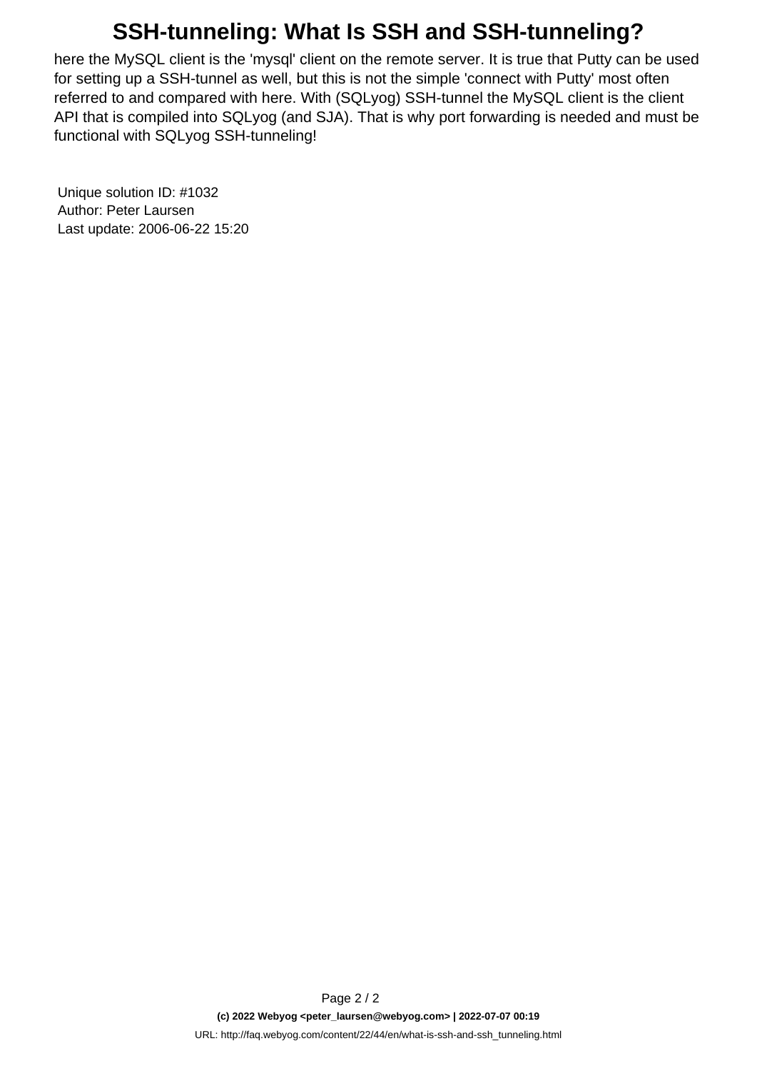here the MySQL client is the 'mysql' client on the remote server. It is true that Putty can be used for setting up a SSH-tunnel as well, but this is not the simple 'connect with Putty' most often referred to and compared with here. With (SQLyog) SSH-tunnel the MySQL client is the client API that is compiled into SQLyog (and SJA). That is why port forwarding is needed and must be functional with SQLyog SSH-tunneling!

Unique solution ID: #1032
Author: Peter Laursen
Last update: 2006-06-22 15:20